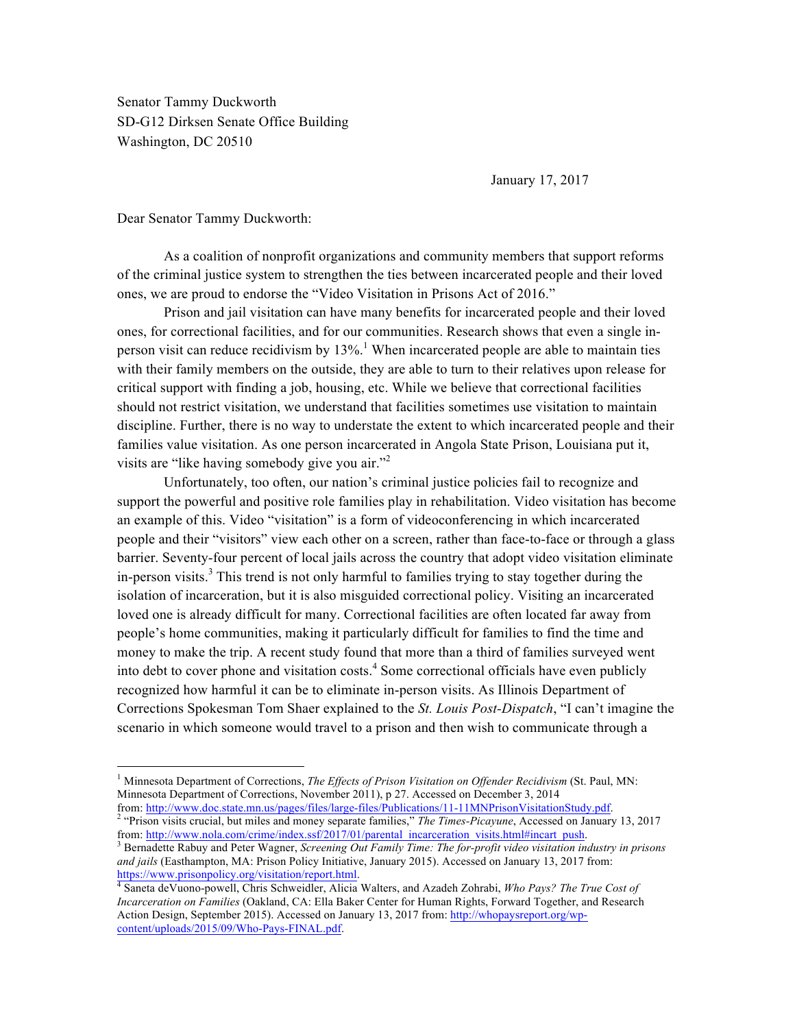Senator Tammy Duckworth
SD-G12 Dirksen Senate Office Building
Washington, DC 20510

January 17, 2017

Dear Senator Tammy Duckworth:

As a coalition of nonprofit organizations and community members that support reforms of the criminal justice system to strengthen the ties between incarcerated people and their loved ones, we are proud to endorse the "Video Visitation in Prisons Act of 2016."

Prison and jail visitation can have many benefits for incarcerated people and their loved ones, for correctional facilities, and for our communities. Research shows that even a single in-person visit can reduce recidivism by 13%.[1] When incarcerated people are able to maintain ties with their family members on the outside, they are able to turn to their relatives upon release for critical support with finding a job, housing, etc. While we believe that correctional facilities should not restrict visitation, we understand that facilities sometimes use visitation to maintain discipline. Further, there is no way to understate the extent to which incarcerated people and their families value visitation. As one person incarcerated in Angola State Prison, Louisiana put it, visits are "like having somebody give you air."[2]

Unfortunately, too often, our nation's criminal justice policies fail to recognize and support the powerful and positive role families play in rehabilitation. Video visitation has become an example of this. Video "visitation" is a form of videoconferencing in which incarcerated people and their "visitors" view each other on a screen, rather than face-to-face or through a glass barrier. Seventy-four percent of local jails across the country that adopt video visitation eliminate in-person visits.[3] This trend is not only harmful to families trying to stay together during the isolation of incarceration, but it is also misguided correctional policy. Visiting an incarcerated loved one is already difficult for many. Correctional facilities are often located far away from people's home communities, making it particularly difficult for families to find the time and money to make the trip. A recent study found that more than a third of families surveyed went into debt to cover phone and visitation costs.[4] Some correctional officials have even publicly recognized how harmful it can be to eliminate in-person visits. As Illinois Department of Corrections Spokesman Tom Shaer explained to the *St. Louis Post-Dispatch*, "I can't imagine the scenario in which someone would travel to a prison and then wish to communicate through a

---

[1] Minnesota Department of Corrections, *The Effects of Prison Visitation on Offender Recidivism* (St. Paul, MN: Minnesota Department of Corrections, November 2011), p 27. Accessed on December 3, 2014 from: http://www.doc.state.mn.us/pages/files/large-files/Publications/11-11MNPrisonVisitationStudy.pdf.

[2] "Prison visits crucial, but miles and money separate families," *The Times-Picayune*, Accessed on January 13, 2017 from: http://www.nola.com/crime/index.ssf/2017/01/parental_incarceration_visits.html#incart_push.

[3] Bernadette Rabuy and Peter Wagner, *Screening Out Family Time: The for-profit video visitation industry in prisons and jails* (Easthampton, MA: Prison Policy Initiative, January 2015). Accessed on January 13, 2017 from: https://www.prisonpolicy.org/visitation/report.html.

[4] Saneta deVuono-powell, Chris Schweidler, Alicia Walters, and Azadeh Zohrabi, *Who Pays? The True Cost of Incarceration on Families* (Oakland, CA: Ella Baker Center for Human Rights, Forward Together, and Research Action Design, September 2015). Accessed on January 13, 2017 from: http://whopaysreport.org/wp-content/uploads/2015/09/Who-Pays-FINAL.pdf.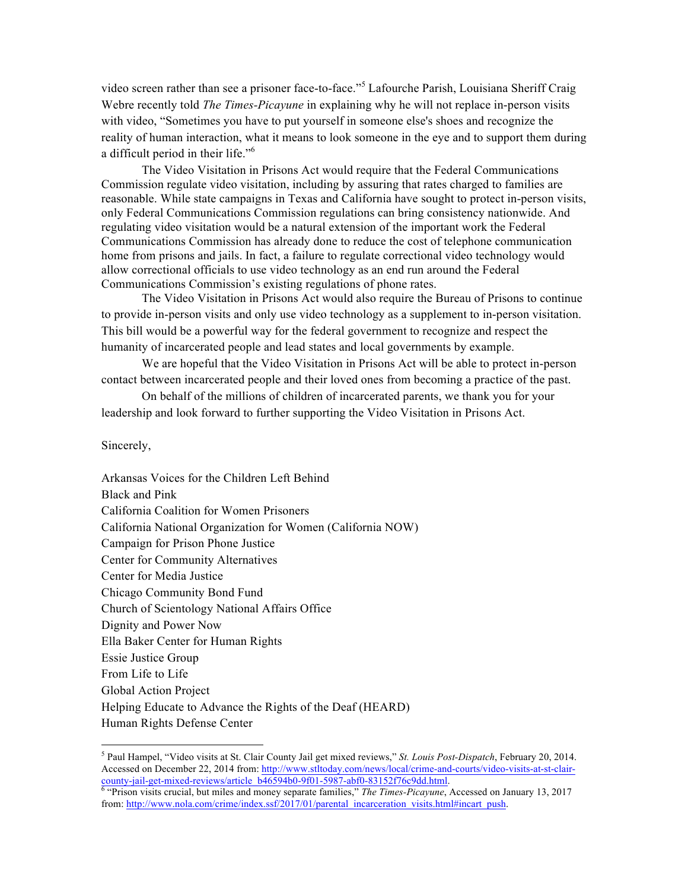video screen rather than see a prisoner face-to-face."[5] Lafourche Parish, Louisiana Sheriff Craig Webre recently told *The Times-Picayune* in explaining why he will not replace in-person visits with video, "Sometimes you have to put yourself in someone else's shoes and recognize the reality of human interaction, what it means to look someone in the eye and to support them during a difficult period in their life."[6]

The Video Visitation in Prisons Act would require that the Federal Communications Commission regulate video visitation, including by assuring that rates charged to families are reasonable. While state campaigns in Texas and California have sought to protect in-person visits, only Federal Communications Commission regulations can bring consistency nationwide. And regulating video visitation would be a natural extension of the important work the Federal Communications Commission has already done to reduce the cost of telephone communication home from prisons and jails. In fact, a failure to regulate correctional video technology would allow correctional officials to use video technology as an end run around the Federal Communications Commission's existing regulations of phone rates.

The Video Visitation in Prisons Act would also require the Bureau of Prisons to continue to provide in-person visits and only use video technology as a supplement to in-person visitation. This bill would be a powerful way for the federal government to recognize and respect the humanity of incarcerated people and lead states and local governments by example.

We are hopeful that the Video Visitation in Prisons Act will be able to protect in-person contact between incarcerated people and their loved ones from becoming a practice of the past.

On behalf of the millions of children of incarcerated parents, we thank you for your leadership and look forward to further supporting the Video Visitation in Prisons Act.

Sincerely,

Arkansas Voices for the Children Left Behind
Black and Pink
California Coalition for Women Prisoners
California National Organization for Women (California NOW)
Campaign for Prison Phone Justice
Center for Community Alternatives
Center for Media Justice
Chicago Community Bond Fund
Church of Scientology National Affairs Office
Dignity and Power Now
Ella Baker Center for Human Rights
Essie Justice Group
From Life to Life
Global Action Project
Helping Educate to Advance the Rights of the Deaf (HEARD)
Human Rights Defense Center

---

[5] Paul Hampel, "Video visits at St. Clair County Jail get mixed reviews," *St. Louis Post-Dispatch*, February 20, 2014. Accessed on December 22, 2014 from: http://www.stltoday.com/news/local/crime-and-courts/video-visits-at-st-clair-county-jail-get-mixed-reviews/article_b46594b0-9f01-5987-abf0-83152f76c9dd.html.

[6] "Prison visits crucial, but miles and money separate families," *The Times-Picayune*, Accessed on January 13, 2017 from: http://www.nola.com/crime/index.ssf/2017/01/parental_incarceration_visits.html#incart_push.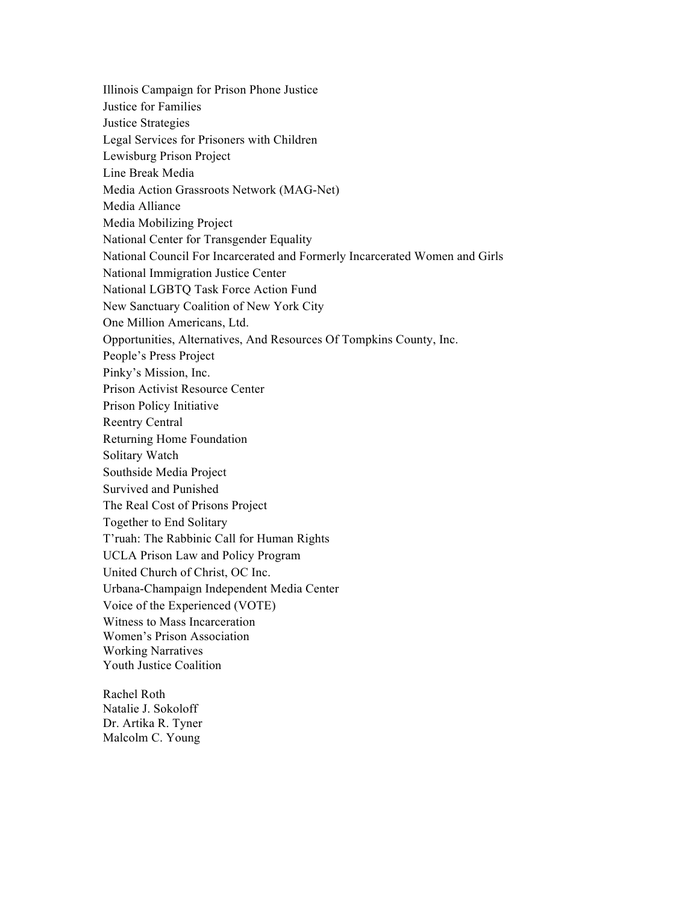Illinois Campaign for Prison Phone Justice
Justice for Families
Justice Strategies
Legal Services for Prisoners with Children
Lewisburg Prison Project
Line Break Media
Media Action Grassroots Network (MAG-Net)
Media Alliance
Media Mobilizing Project
National Center for Transgender Equality
National Council For Incarcerated and Formerly Incarcerated Women and Girls
National Immigration Justice Center
National LGBTQ Task Force Action Fund
New Sanctuary Coalition of New York City
One Million Americans, Ltd.
Opportunities, Alternatives, And Resources Of Tompkins County, Inc.
People's Press Project
Pinky's Mission, Inc.
Prison Activist Resource Center
Prison Policy Initiative
Reentry Central
Returning Home Foundation
Solitary Watch
Southside Media Project
Survived and Punished
The Real Cost of Prisons Project
Together to End Solitary
T'ruah: The Rabbinic Call for Human Rights
UCLA Prison Law and Policy Program
United Church of Christ, OC Inc.
Urbana-Champaign Independent Media Center
Voice of the Experienced (VOTE)
Witness to Mass Incarceration
Women's Prison Association
Working Narratives
Youth Justice Coalition

Rachel Roth
Natalie J. Sokoloff
Dr. Artika R. Tyner
Malcolm C. Young